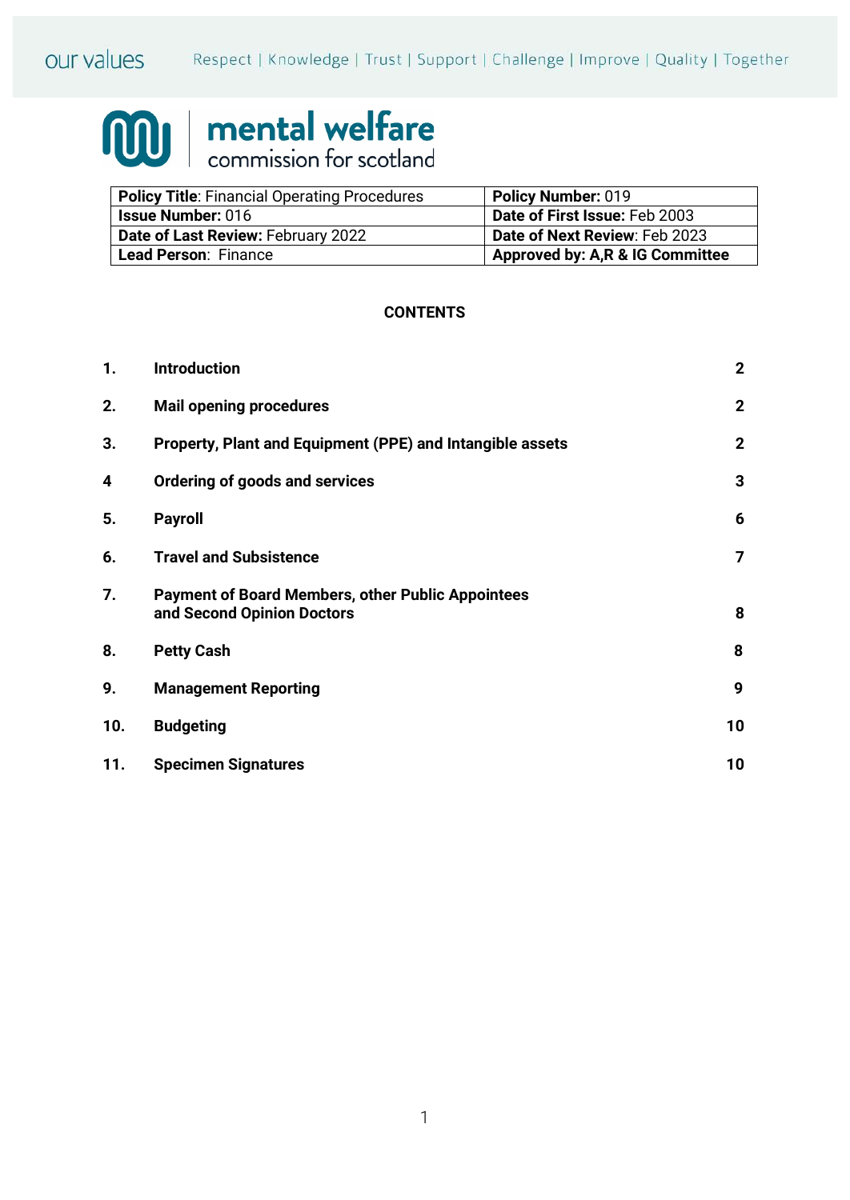our values Respect | Knowledge | Trust | Support | Challenge | Improve | Quality | Together

mental welfare commission for scotland

| **Policy Title**: Financial Operating Procedures | **Policy Number:** 019 |
| --- | --- |
| **Issue Number:** 016 | **Date of First Issue:** Feb 2003 |
| **Date of Last Review:** February 2022 | **Date of Next Review**: Feb 2023 |
| **Lead Person**: Finance | **Approved by: A,R & IG Committee** |

**CONTENTS**

| | | |
| --- | --- | --- |
| **1.** | **Introduction** | **2** |
| **2.** | **Mail opening procedures** | **2** |
| **3.** | **Property, Plant and Equipment (PPE) and Intangible assets** | **2** |
| **4** | **Ordering of goods and services** | **3** |
| **5.** | **Payroll** | **6** |
| **6.** | **Travel and Subsistence** | **7** |
| **7.** | **Payment of Board Members, other Public Appointees and Second Opinion Doctors** | **8** |
| **8.** | **Petty Cash** | **8** |
| **9.** | **Management Reporting** | **9** |
| **10.** | **Budgeting** | **10** |
| **11.** | **Specimen Signatures** | **10** |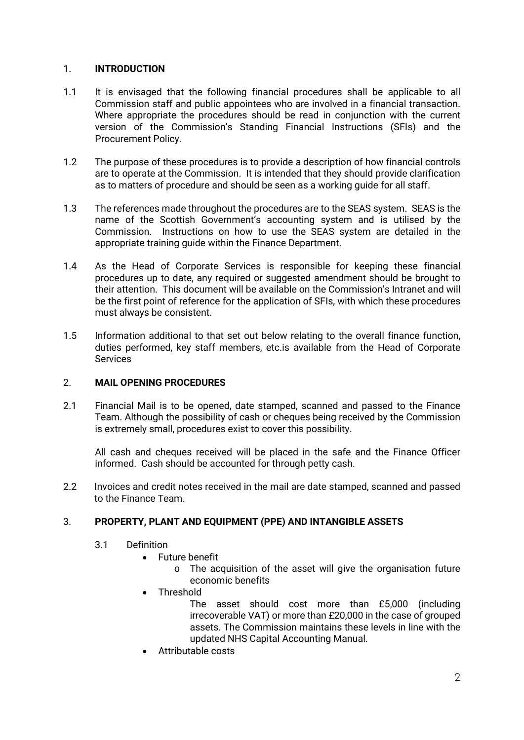## 1. INTRODUCTION

1.1 It is envisaged that the following financial procedures shall be applicable to all Commission staff and public appointees who are involved in a financial transaction. Where appropriate the procedures should be read in conjunction with the current version of the Commission's Standing Financial Instructions (SFIs) and the Procurement Policy.

1.2 The purpose of these procedures is to provide a description of how financial controls are to operate at the Commission. It is intended that they should provide clarification as to matters of procedure and should be seen as a working guide for all staff.

1.3 The references made throughout the procedures are to the SEAS system. SEAS is the name of the Scottish Government's accounting system and is utilised by the Commission. Instructions on how to use the SEAS system are detailed in the appropriate training guide within the Finance Department.

1.4 As the Head of Corporate Services is responsible for keeping these financial procedures up to date, any required or suggested amendment should be brought to their attention. This document will be available on the Commission's Intranet and will be the first point of reference for the application of SFIs, with which these procedures must always be consistent.

1.5 Information additional to that set out below relating to the overall finance function, duties performed, key staff members, etc.is available from the Head of Corporate Services

## 2. MAIL OPENING PROCEDURES

2.1 Financial Mail is to be opened, date stamped, scanned and passed to the Finance Team. Although the possibility of cash or cheques being received by the Commission is extremely small, procedures exist to cover this possibility.

All cash and cheques received will be placed in the safe and the Finance Officer informed. Cash should be accounted for through petty cash.

2.2 Invoices and credit notes received in the mail are date stamped, scanned and passed to the Finance Team.

## 3. PROPERTY, PLANT AND EQUIPMENT (PPE) AND INTANGIBLE ASSETS

3.1 Definition

- Future benefit
  - o The acquisition of the asset will give the organisation future economic benefits
- Threshold

  The asset should cost more than £5,000 (including irrecoverable VAT) or more than £20,000 in the case of grouped assets. The Commission maintains these levels in line with the updated NHS Capital Accounting Manual.
- Attributable costs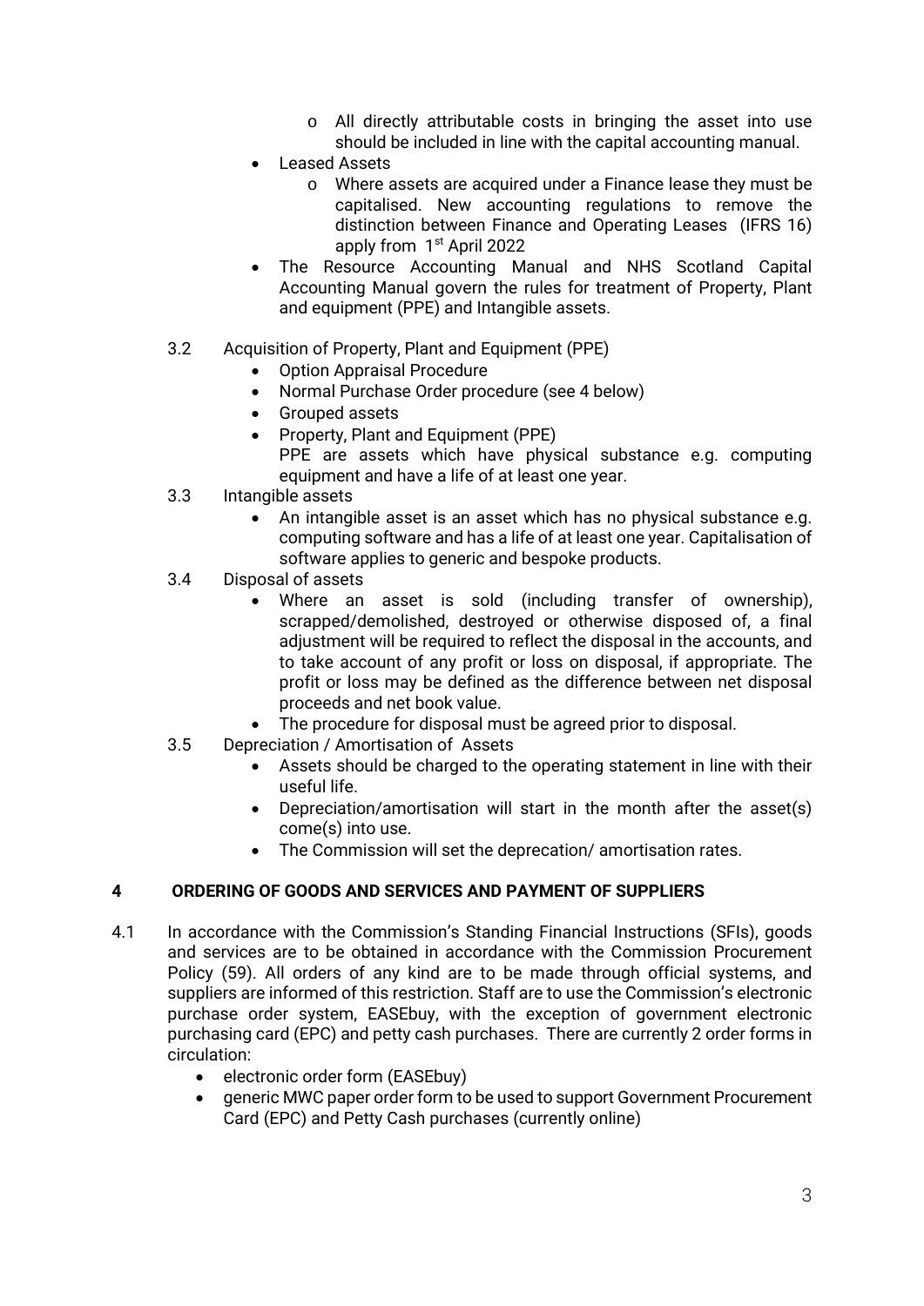- All directly attributable costs in bringing the asset into use should be included in line with the capital accounting manual.
- Leased Assets
  - Where assets are acquired under a Finance lease they must be capitalised. New accounting regulations to remove the distinction between Finance and Operating Leases (IFRS 16) apply from 1st April 2022
- The Resource Accounting Manual and NHS Scotland Capital Accounting Manual govern the rules for treatment of Property, Plant and equipment (PPE) and Intangible assets.

3.2 Acquisition of Property, Plant and Equipment (PPE)

- Option Appraisal Procedure
- Normal Purchase Order procedure (see 4 below)
- Grouped assets
- Property, Plant and Equipment (PPE)
  PPE are assets which have physical substance e.g. computing equipment and have a life of at least one year.

3.3 Intangible assets

- An intangible asset is an asset which has no physical substance e.g. computing software and has a life of at least one year. Capitalisation of software applies to generic and bespoke products.

3.4 Disposal of assets

- Where an asset is sold (including transfer of ownership), scrapped/demolished, destroyed or otherwise disposed of, a final adjustment will be required to reflect the disposal in the accounts, and to take account of any profit or loss on disposal, if appropriate. The profit or loss may be defined as the difference between net disposal proceeds and net book value.
- The procedure for disposal must be agreed prior to disposal.

3.5 Depreciation / Amortisation of Assets

- Assets should be charged to the operating statement in line with their useful life.
- Depreciation/amortisation will start in the month after the asset(s) come(s) into use.
- The Commission will set the deprecation/ amortisation rates.

## 4 ORDERING OF GOODS AND SERVICES AND PAYMENT OF SUPPLIERS

4.1 In accordance with the Commission's Standing Financial Instructions (SFIs), goods and services are to be obtained in accordance with the Commission Procurement Policy (59). All orders of any kind are to be made through official systems, and suppliers are informed of this restriction. Staff are to use the Commission's electronic purchase order system, EASEbuy, with the exception of government electronic purchasing card (EPC) and petty cash purchases. There are currently 2 order forms in circulation:

- electronic order form (EASEbuy)
- generic MWC paper order form to be used to support Government Procurement Card (EPC) and Petty Cash purchases (currently online)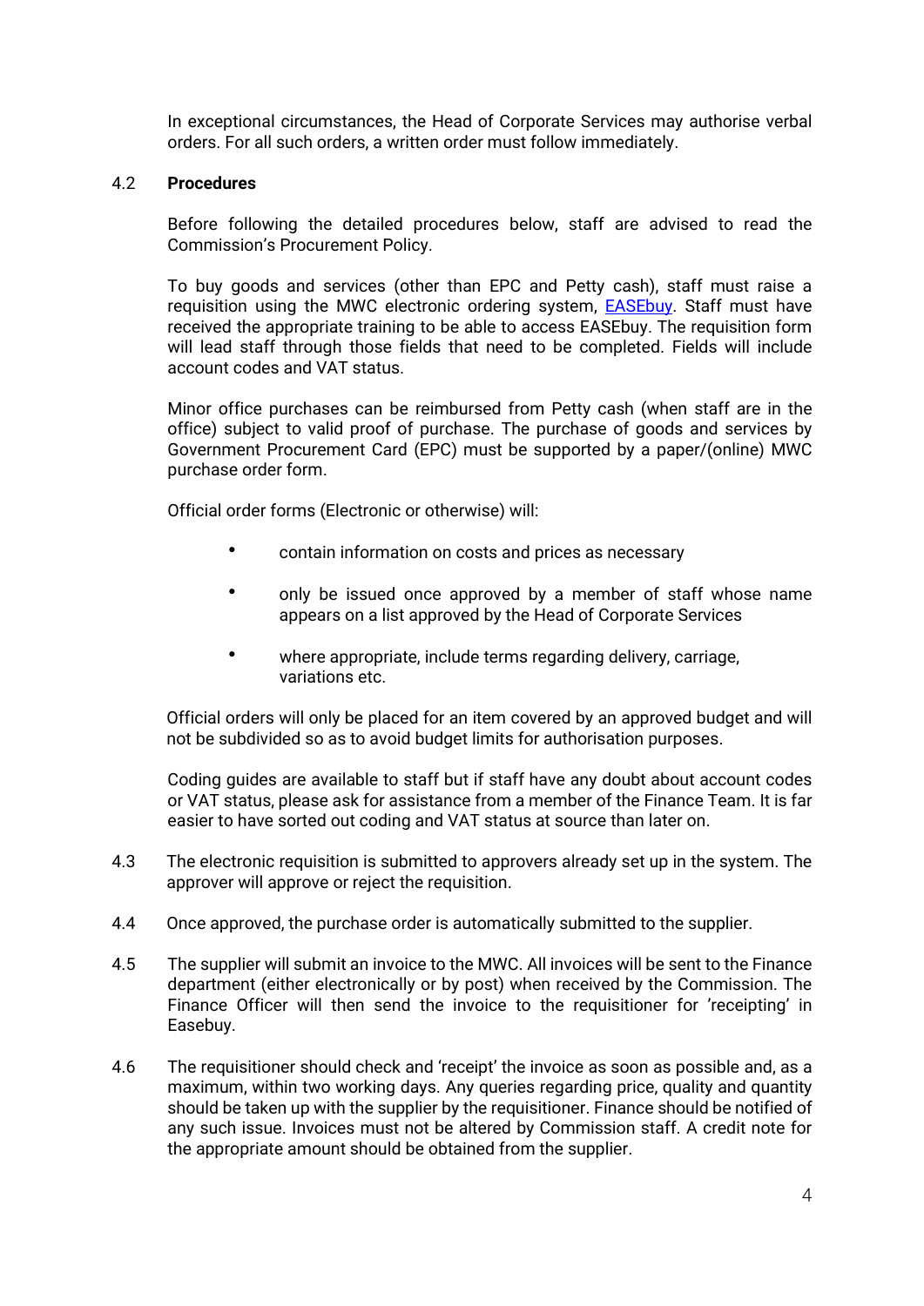In exceptional circumstances, the Head of Corporate Services may authorise verbal orders. For all such orders, a written order must follow immediately.

4.2 **Procedures**

Before following the detailed procedures below, staff are advised to read the Commission's Procurement Policy.

To buy goods and services (other than EPC and Petty cash), staff must raise a requisition using the MWC electronic ordering system, EASEbuy. Staff must have received the appropriate training to be able to access EASEbuy. The requisition form will lead staff through those fields that need to be completed. Fields will include account codes and VAT status.

Minor office purchases can be reimbursed from Petty cash (when staff are in the office) subject to valid proof of purchase. The purchase of goods and services by Government Procurement Card (EPC) must be supported by a paper/(online) MWC purchase order form.

Official order forms (Electronic or otherwise) will:

- contain information on costs and prices as necessary
- only be issued once approved by a member of staff whose name appears on a list approved by the Head of Corporate Services
- where appropriate, include terms regarding delivery, carriage, variations etc.

Official orders will only be placed for an item covered by an approved budget and will not be subdivided so as to avoid budget limits for authorisation purposes.

Coding guides are available to staff but if staff have any doubt about account codes or VAT status, please ask for assistance from a member of the Finance Team. It is far easier to have sorted out coding and VAT status at source than later on.

4.3 The electronic requisition is submitted to approvers already set up in the system. The approver will approve or reject the requisition.

4.4 Once approved, the purchase order is automatically submitted to the supplier.

4.5 The supplier will submit an invoice to the MWC. All invoices will be sent to the Finance department (either electronically or by post) when received by the Commission. The Finance Officer will then send the invoice to the requisitioner for 'receipting' in Easebuy.

4.6 The requisitioner should check and 'receipt' the invoice as soon as possible and, as a maximum, within two working days. Any queries regarding price, quality and quantity should be taken up with the supplier by the requisitioner. Finance should be notified of any such issue. Invoices must not be altered by Commission staff. A credit note for the appropriate amount should be obtained from the supplier.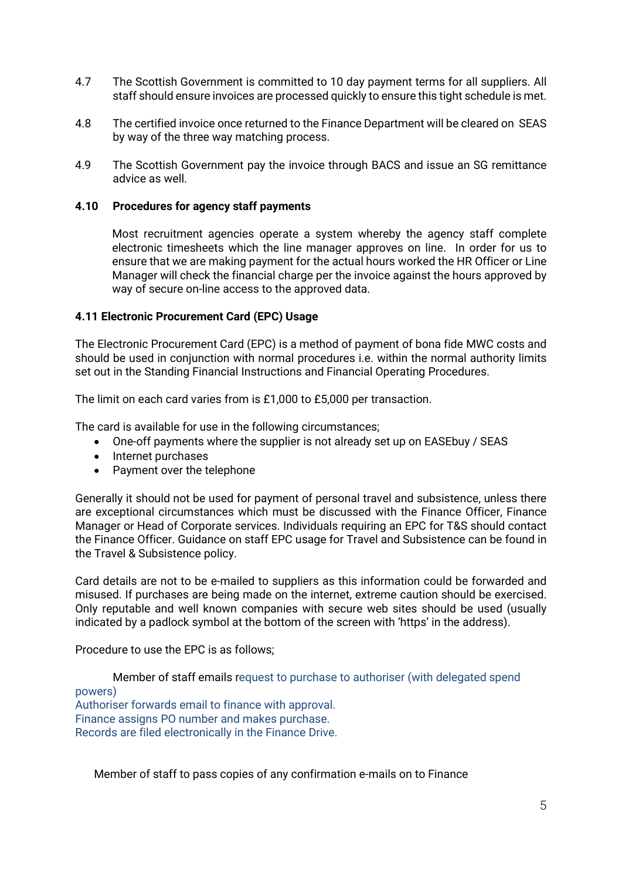4.7 The Scottish Government is committed to 10 day payment terms for all suppliers. All staff should ensure invoices are processed quickly to ensure this tight schedule is met.

4.8 The certified invoice once returned to the Finance Department will be cleared on SEAS by way of the three way matching process.

4.9 The Scottish Government pay the invoice through BACS and issue an SG remittance advice as well.

**4.10 Procedures for agency staff payments**

Most recruitment agencies operate a system whereby the agency staff complete electronic timesheets which the line manager approves on line. In order for us to ensure that we are making payment for the actual hours worked the HR Officer or Line Manager will check the financial charge per the invoice against the hours approved by way of secure on-line access to the approved data.

**4.11 Electronic Procurement Card (EPC) Usage**

The Electronic Procurement Card (EPC) is a method of payment of bona fide MWC costs and should be used in conjunction with normal procedures i.e. within the normal authority limits set out in the Standing Financial Instructions and Financial Operating Procedures.

The limit on each card varies from is £1,000 to £5,000 per transaction.

The card is available for use in the following circumstances;

- One-off payments where the supplier is not already set up on EASEbuy / SEAS
- Internet purchases
- Payment over the telephone

Generally it should not be used for payment of personal travel and subsistence, unless there are exceptional circumstances which must be discussed with the Finance Officer, Finance Manager or Head of Corporate services. Individuals requiring an EPC for T&S should contact the Finance Officer. Guidance on staff EPC usage for Travel and Subsistence can be found in the Travel & Subsistence policy.

Card details are not to be e-mailed to suppliers as this information could be forwarded and misused. If purchases are being made on the internet, extreme caution should be exercised. Only reputable and well known companies with secure web sites should be used (usually indicated by a padlock symbol at the bottom of the screen with 'https' in the address).

Procedure to use the EPC is as follows;

Member of staff emails request to purchase to authoriser (with delegated spend powers)
Authoriser forwards email to finance with approval.
Finance assigns PO number and makes purchase.
Records are filed electronically in the Finance Drive.

Member of staff to pass copies of any confirmation e-mails on to Finance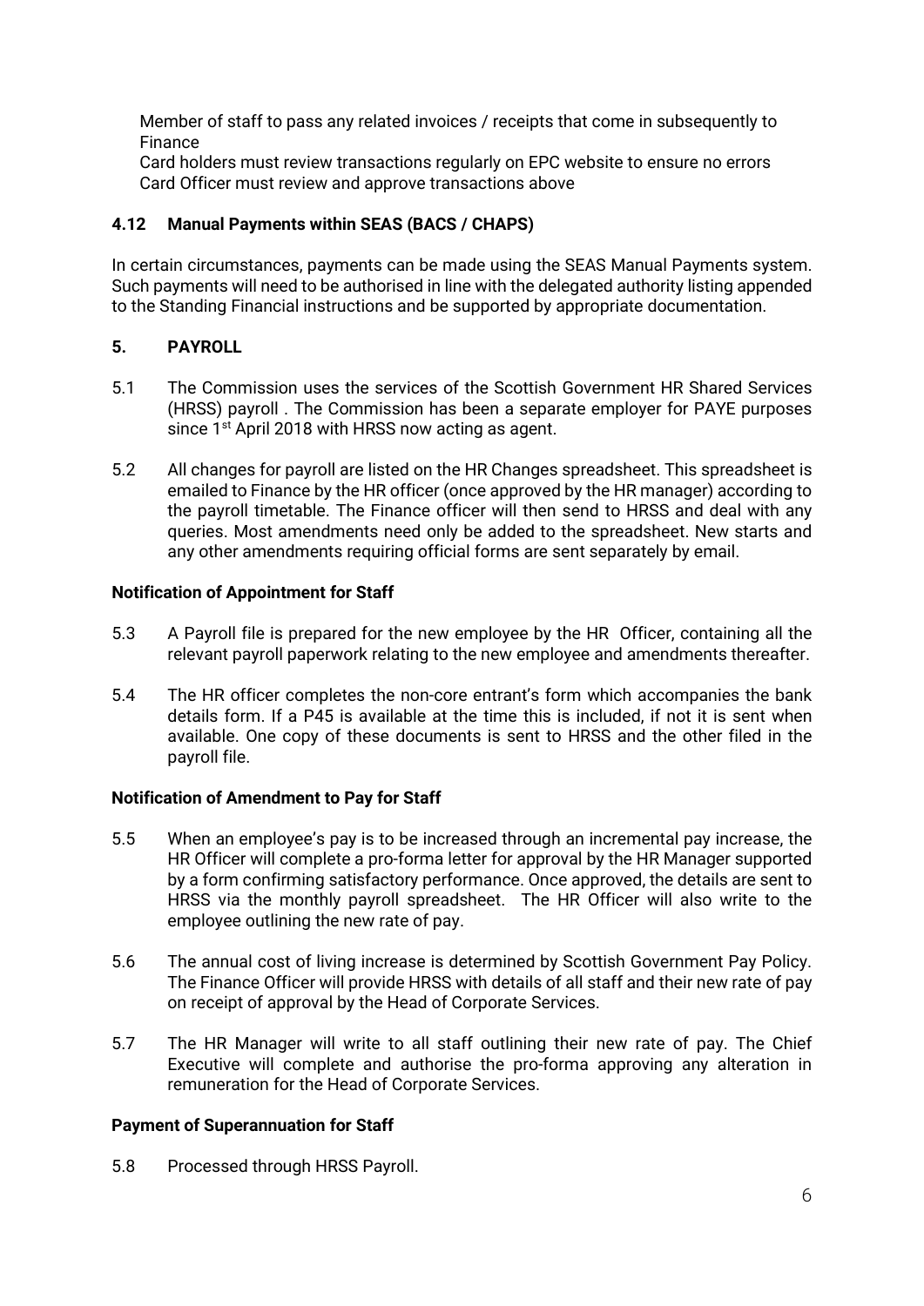Member of staff to pass any related invoices / receipts that come in subsequently to Finance

Card holders must review transactions regularly on EPC website to ensure no errors

Card Officer must review and approve transactions above

### 4.12 Manual Payments within SEAS (BACS / CHAPS)

In certain circumstances, payments can be made using the SEAS Manual Payments system. Such payments will need to be authorised in line with the delegated authority listing appended to the Standing Financial instructions and be supported by appropriate documentation.

## 5. PAYROLL

5.1 The Commission uses the services of the Scottish Government HR Shared Services (HRSS) payroll . The Commission has been a separate employer for PAYE purposes since 1st April 2018 with HRSS now acting as agent.

5.2 All changes for payroll are listed on the HR Changes spreadsheet. This spreadsheet is emailed to Finance by the HR officer (once approved by the HR manager) according to the payroll timetable. The Finance officer will then send to HRSS and deal with any queries. Most amendments need only be added to the spreadsheet. New starts and any other amendments requiring official forms are sent separately by email.

**Notification of Appointment for Staff**

5.3 A Payroll file is prepared for the new employee by the HR Officer, containing all the relevant payroll paperwork relating to the new employee and amendments thereafter.

5.4 The HR officer completes the non-core entrant's form which accompanies the bank details form. If a P45 is available at the time this is included, if not it is sent when available. One copy of these documents is sent to HRSS and the other filed in the payroll file.

**Notification of Amendment to Pay for Staff**

5.5 When an employee's pay is to be increased through an incremental pay increase, the HR Officer will complete a pro-forma letter for approval by the HR Manager supported by a form confirming satisfactory performance. Once approved, the details are sent to HRSS via the monthly payroll spreadsheet. The HR Officer will also write to the employee outlining the new rate of pay.

5.6 The annual cost of living increase is determined by Scottish Government Pay Policy. The Finance Officer will provide HRSS with details of all staff and their new rate of pay on receipt of approval by the Head of Corporate Services.

5.7 The HR Manager will write to all staff outlining their new rate of pay. The Chief Executive will complete and authorise the pro-forma approving any alteration in remuneration for the Head of Corporate Services.

**Payment of Superannuation for Staff**

5.8 Processed through HRSS Payroll.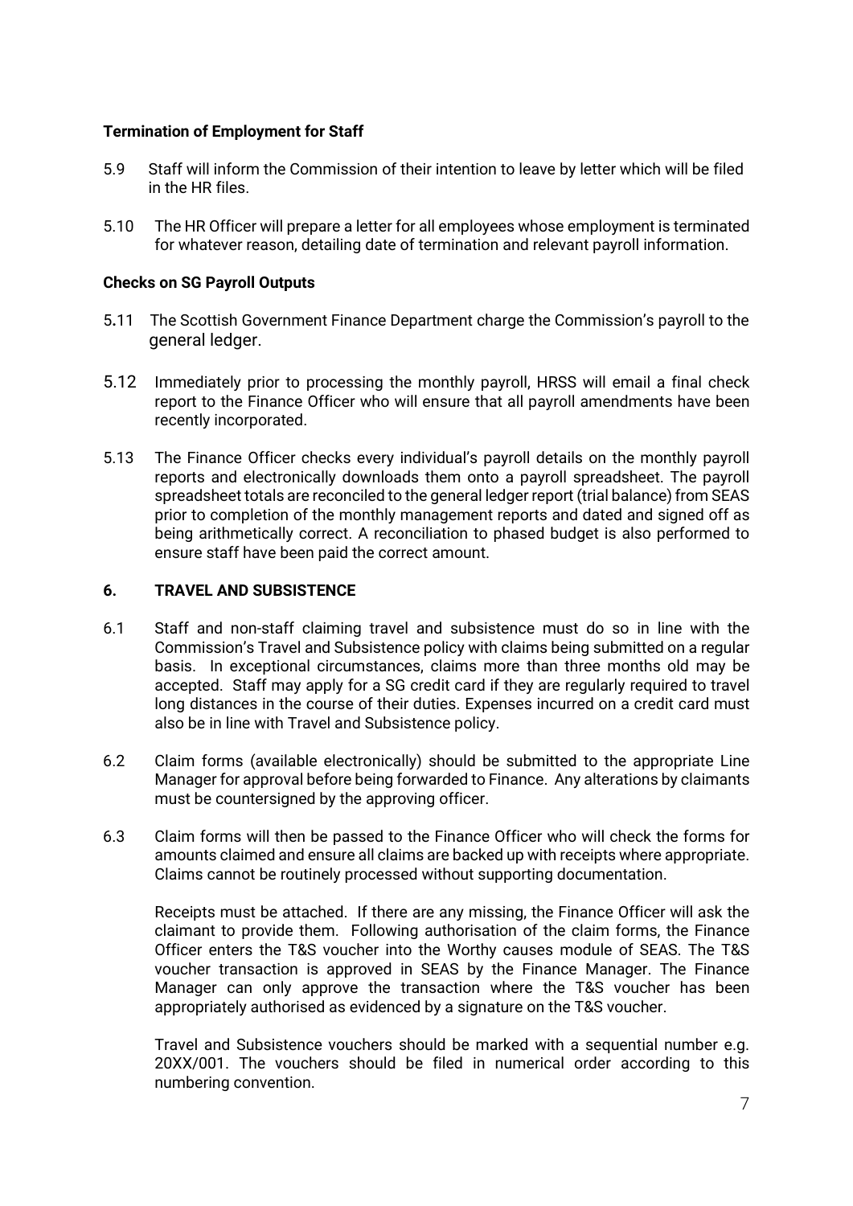**Termination of Employment for Staff**

5.9 Staff will inform the Commission of their intention to leave by letter which will be filed in the HR files.

5.10 The HR Officer will prepare a letter for all employees whose employment is terminated for whatever reason, detailing date of termination and relevant payroll information.

**Checks on SG Payroll Outputs**

5.11 The Scottish Government Finance Department charge the Commission's payroll to the general ledger.

5.12 Immediately prior to processing the monthly payroll, HRSS will email a final check report to the Finance Officer who will ensure that all payroll amendments have been recently incorporated.

5.13 The Finance Officer checks every individual's payroll details on the monthly payroll reports and electronically downloads them onto a payroll spreadsheet. The payroll spreadsheet totals are reconciled to the general ledger report (trial balance) from SEAS prior to completion of the monthly management reports and dated and signed off as being arithmetically correct. A reconciliation to phased budget is also performed to ensure staff have been paid the correct amount.

## 6. TRAVEL AND SUBSISTENCE

6.1 Staff and non-staff claiming travel and subsistence must do so in line with the Commission's Travel and Subsistence policy with claims being submitted on a regular basis. In exceptional circumstances, claims more than three months old may be accepted. Staff may apply for a SG credit card if they are regularly required to travel long distances in the course of their duties. Expenses incurred on a credit card must also be in line with Travel and Subsistence policy.

6.2 Claim forms (available electronically) should be submitted to the appropriate Line Manager for approval before being forwarded to Finance. Any alterations by claimants must be countersigned by the approving officer.

6.3 Claim forms will then be passed to the Finance Officer who will check the forms for amounts claimed and ensure all claims are backed up with receipts where appropriate. Claims cannot be routinely processed without supporting documentation.

Receipts must be attached. If there are any missing, the Finance Officer will ask the claimant to provide them. Following authorisation of the claim forms, the Finance Officer enters the T&S voucher into the Worthy causes module of SEAS. The T&S voucher transaction is approved in SEAS by the Finance Manager. The Finance Manager can only approve the transaction where the T&S voucher has been appropriately authorised as evidenced by a signature on the T&S voucher.

Travel and Subsistence vouchers should be marked with a sequential number e.g. 20XX/001. The vouchers should be filed in numerical order according to this numbering convention.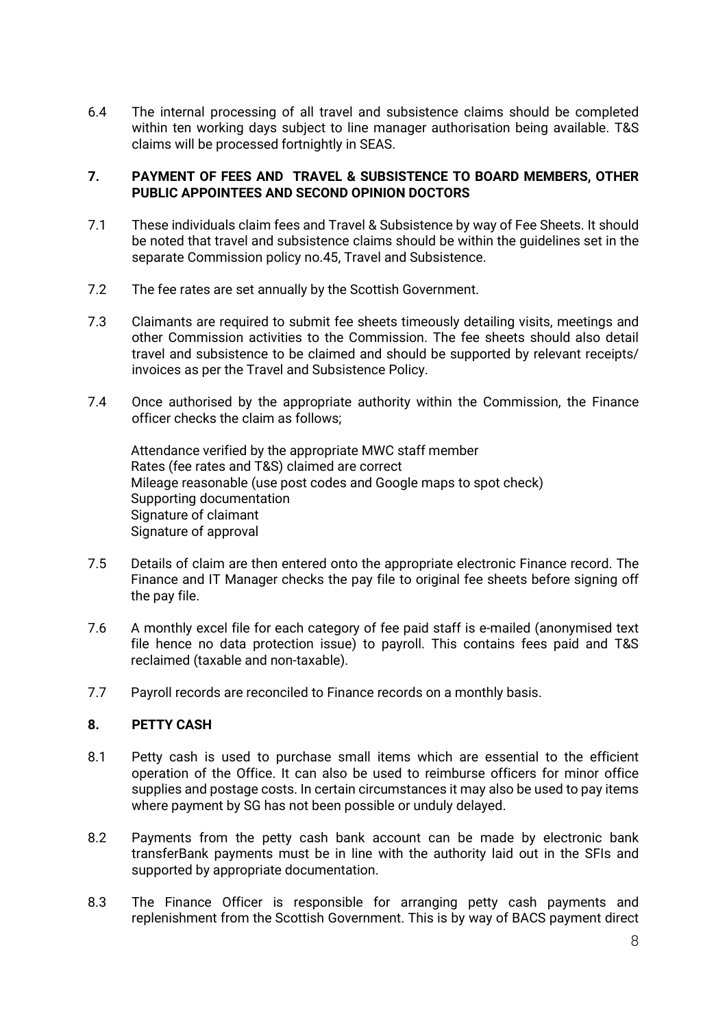6.4 The internal processing of all travel and subsistence claims should be completed within ten working days subject to line manager authorisation being available. T&S claims will be processed fortnightly in SEAS.

## 7. PAYMENT OF FEES AND TRAVEL & SUBSISTENCE TO BOARD MEMBERS, OTHER PUBLIC APPOINTEES AND SECOND OPINION DOCTORS

7.1 These individuals claim fees and Travel & Subsistence by way of Fee Sheets. It should be noted that travel and subsistence claims should be within the guidelines set in the separate Commission policy no.45, Travel and Subsistence.

7.2 The fee rates are set annually by the Scottish Government.

7.3 Claimants are required to submit fee sheets timeously detailing visits, meetings and other Commission activities to the Commission. The fee sheets should also detail travel and subsistence to be claimed and should be supported by relevant receipts/ invoices as per the Travel and Subsistence Policy.

7.4 Once authorised by the appropriate authority within the Commission, the Finance officer checks the claim as follows;

Attendance verified by the appropriate MWC staff member
Rates (fee rates and T&S) claimed are correct
Mileage reasonable (use post codes and Google maps to spot check)
Supporting documentation
Signature of claimant
Signature of approval

7.5 Details of claim are then entered onto the appropriate electronic Finance record. The Finance and IT Manager checks the pay file to original fee sheets before signing off the pay file.

7.6 A monthly excel file for each category of fee paid staff is e-mailed (anonymised text file hence no data protection issue) to payroll. This contains fees paid and T&S reclaimed (taxable and non-taxable).

7.7 Payroll records are reconciled to Finance records on a monthly basis.

## 8. PETTY CASH

8.1 Petty cash is used to purchase small items which are essential to the efficient operation of the Office. It can also be used to reimburse officers for minor office supplies and postage costs. In certain circumstances it may also be used to pay items where payment by SG has not been possible or unduly delayed.

8.2 Payments from the petty cash bank account can be made by electronic bank transferBank payments must be in line with the authority laid out in the SFIs and supported by appropriate documentation.

8.3 The Finance Officer is responsible for arranging petty cash payments and replenishment from the Scottish Government. This is by way of BACS payment direct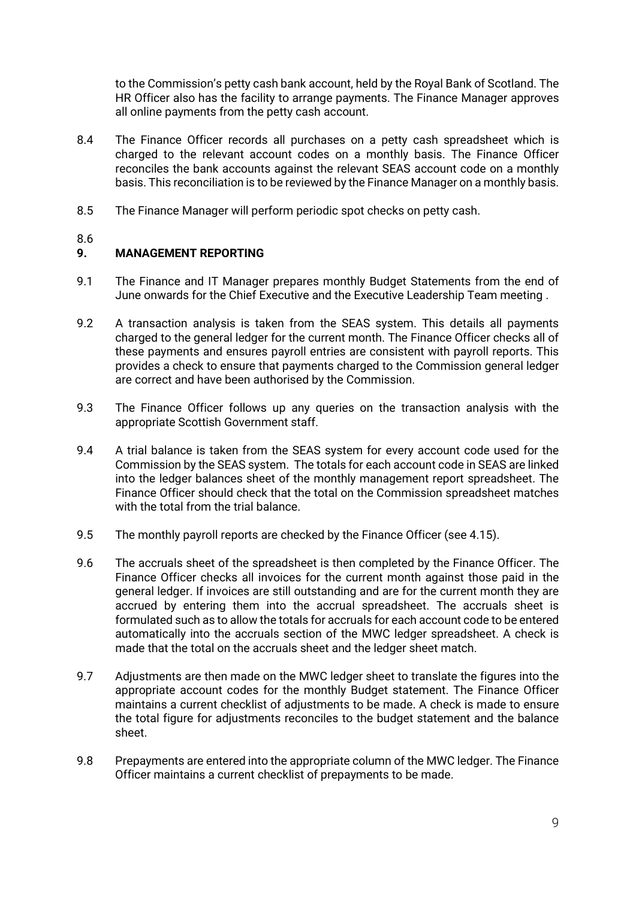to the Commission's petty cash bank account, held by the Royal Bank of Scotland. The HR Officer also has the facility to arrange payments. The Finance Manager approves all online payments from the petty cash account.

8.4 The Finance Officer records all purchases on a petty cash spreadsheet which is charged to the relevant account codes on a monthly basis. The Finance Officer reconciles the bank accounts against the relevant SEAS account code on a monthly basis. This reconciliation is to be reviewed by the Finance Manager on a monthly basis.

8.5 The Finance Manager will perform periodic spot checks on petty cash.

8.6

## 9. MANAGEMENT REPORTING

9.1 The Finance and IT Manager prepares monthly Budget Statements from the end of June onwards for the Chief Executive and the Executive Leadership Team meeting .

9.2 A transaction analysis is taken from the SEAS system. This details all payments charged to the general ledger for the current month. The Finance Officer checks all of these payments and ensures payroll entries are consistent with payroll reports. This provides a check to ensure that payments charged to the Commission general ledger are correct and have been authorised by the Commission.

9.3 The Finance Officer follows up any queries on the transaction analysis with the appropriate Scottish Government staff.

9.4 A trial balance is taken from the SEAS system for every account code used for the Commission by the SEAS system. The totals for each account code in SEAS are linked into the ledger balances sheet of the monthly management report spreadsheet. The Finance Officer should check that the total on the Commission spreadsheet matches with the total from the trial balance.

9.5 The monthly payroll reports are checked by the Finance Officer (see 4.15).

9.6 The accruals sheet of the spreadsheet is then completed by the Finance Officer. The Finance Officer checks all invoices for the current month against those paid in the general ledger. If invoices are still outstanding and are for the current month they are accrued by entering them into the accrual spreadsheet. The accruals sheet is formulated such as to allow the totals for accruals for each account code to be entered automatically into the accruals section of the MWC ledger spreadsheet. A check is made that the total on the accruals sheet and the ledger sheet match.

9.7 Adjustments are then made on the MWC ledger sheet to translate the figures into the appropriate account codes for the monthly Budget statement. The Finance Officer maintains a current checklist of adjustments to be made. A check is made to ensure the total figure for adjustments reconciles to the budget statement and the balance sheet.

9.8 Prepayments are entered into the appropriate column of the MWC ledger. The Finance Officer maintains a current checklist of prepayments to be made.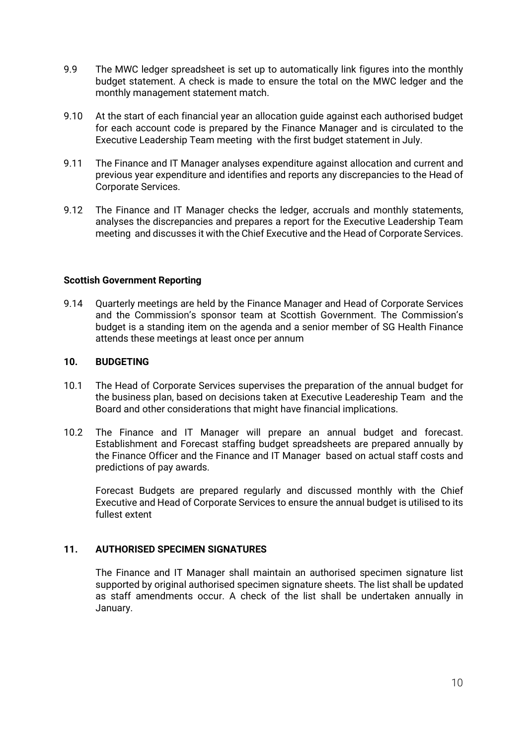9.9 The MWC ledger spreadsheet is set up to automatically link figures into the monthly budget statement. A check is made to ensure the total on the MWC ledger and the monthly management statement match.

9.10 At the start of each financial year an allocation guide against each authorised budget for each account code is prepared by the Finance Manager and is circulated to the Executive Leadership Team meeting with the first budget statement in July.

9.11 The Finance and IT Manager analyses expenditure against allocation and current and previous year expenditure and identifies and reports any discrepancies to the Head of Corporate Services.

9.12 The Finance and IT Manager checks the ledger, accruals and monthly statements, analyses the discrepancies and prepares a report for the Executive Leadership Team meeting and discusses it with the Chief Executive and the Head of Corporate Services.

**Scottish Government Reporting**

9.14 Quarterly meetings are held by the Finance Manager and Head of Corporate Services and the Commission's sponsor team at Scottish Government. The Commission's budget is a standing item on the agenda and a senior member of SG Health Finance attends these meetings at least once per annum

## 10. BUDGETING

10.1 The Head of Corporate Services supervises the preparation of the annual budget for the business plan, based on decisions taken at Executive Leadereship Team and the Board and other considerations that might have financial implications.

10.2 The Finance and IT Manager will prepare an annual budget and forecast. Establishment and Forecast staffing budget spreadsheets are prepared annually by the Finance Officer and the Finance and IT Manager based on actual staff costs and predictions of pay awards.

Forecast Budgets are prepared regularly and discussed monthly with the Chief Executive and Head of Corporate Services to ensure the annual budget is utilised to its fullest extent

## 11. AUTHORISED SPECIMEN SIGNATURES

The Finance and IT Manager shall maintain an authorised specimen signature list supported by original authorised specimen signature sheets. The list shall be updated as staff amendments occur. A check of the list shall be undertaken annually in January.